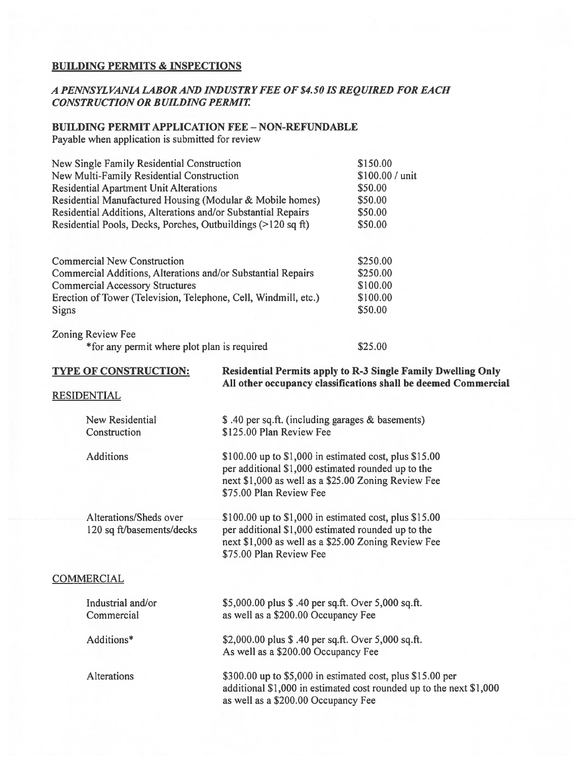## BUILDING PERMITS & INSPECTIONS

***A PENNSYLVANIA LABOR AND INDUSTRY FEE OF $4.50 IS REQUIRED FOR EACH CONSTRUCTION OR BUILDING PERMIT.***

**BUILDING PERMIT APPLICATION FEE – NON-REFUNDABLE**
Payable when application is submitted for review

| | |
|---|---|
| New Single Family Residential Construction | $150.00 |
| New Multi-Family Residential Construction | $100.00 / unit |
| Residential Apartment Unit Alterations | $50.00 |
| Residential Manufactured Housing (Modular & Mobile homes) | $50.00 |
| Residential Additions, Alterations and/or Substantial Repairs | $50.00 |
| Residential Pools, Decks, Porches, Outbuildings (>120 sq ft) | $50.00 |
| Commercial New Construction | $250.00 |
| Commercial Additions, Alterations and/or Substantial Repairs | $250.00 |
| Commercial Accessory Structures | $100.00 |
| Erection of Tower (Television, Telephone, Cell, Windmill, etc.) | $100.00 |
| Signs | $50.00 |
| Zoning Review Fee<br>*for any permit where plot plan is required | $25.00 |

**TYPE OF CONSTRUCTION:** **Residential Permits apply to R-3 Single Family Dwelling Only. All other occupancy classifications shall be deemed Commercial**

### RESIDENTIAL

| | |
|---|---|
| New Residential Construction | $ .40 per sq.ft. (including garages & basements)<br>$125.00 Plan Review Fee |
| Additions | $100.00 up to $1,000 in estimated cost, plus $15.00 per additional $1,000 estimated rounded up to the next $1,000 as well as a $25.00 Zoning Review Fee<br>$75.00 Plan Review Fee |
| Alterations/Sheds over 120 sq ft/basements/decks | $100.00 up to $1,000 in estimated cost, plus $15.00 per additional $1,000 estimated rounded up to the next $1,000 as well as a $25.00 Zoning Review Fee<br>$75.00 Plan Review Fee |

### COMMERCIAL

| | |
|---|---|
| Industrial and/or Commercial | $5,000.00 plus $ .40 per sq.ft. Over 5,000 sq.ft. as well as a $200.00 Occupancy Fee |
| Additions* | $2,000.00 plus $ .40 per sq.ft. Over 5,000 sq.ft. As well as a $200.00 Occupancy Fee |
| Alterations | $300.00 up to $5,000 in estimated cost, plus $15.00 per additional $1,000 in estimated cost rounded up to the next $1,000 as well as a $200.00 Occupancy Fee |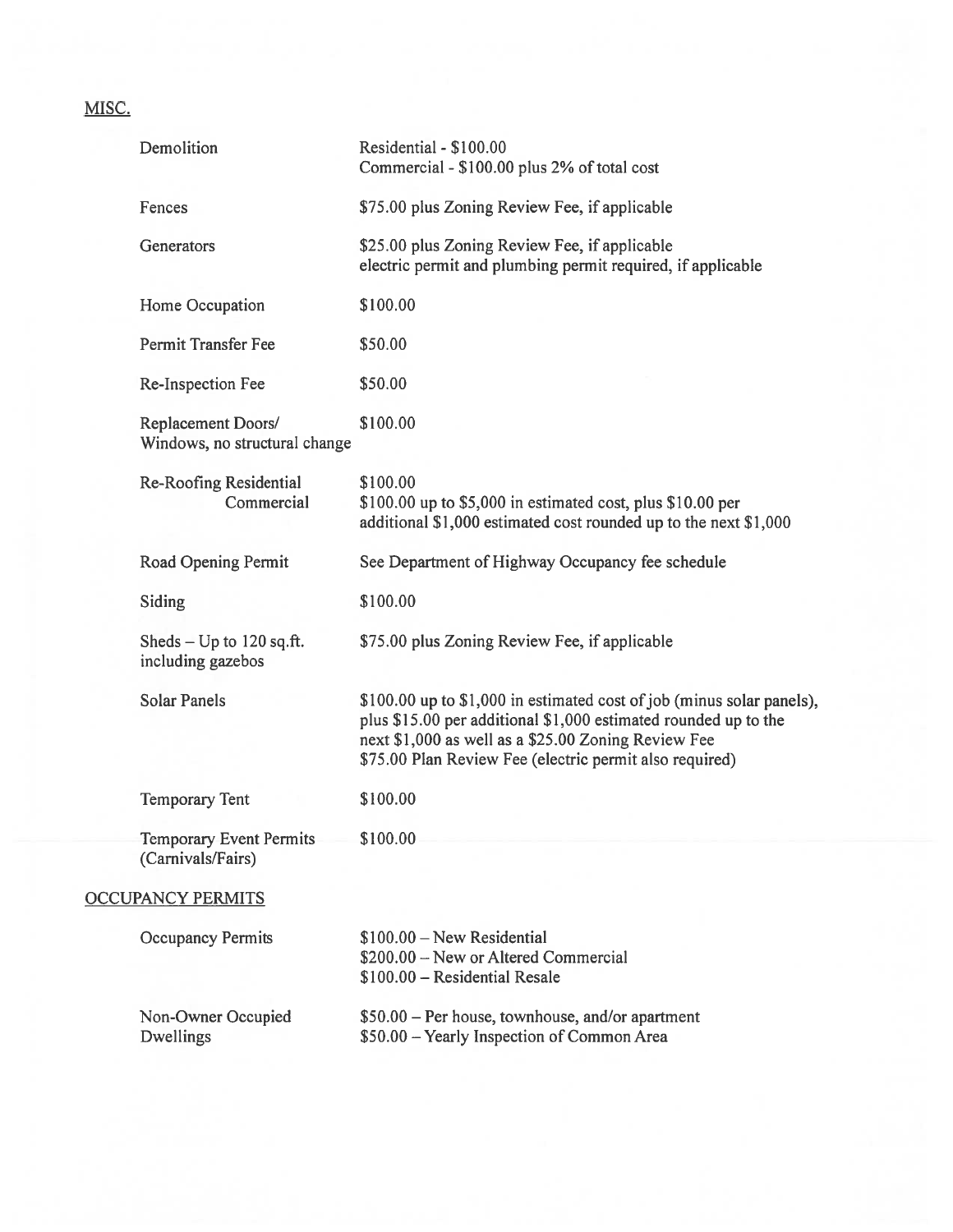## MISC.

| | |
|---|---|
| Demolition | Residential - $100.00<br>Commercial - $100.00 plus 2% of total cost |
| Fences | $75.00 plus Zoning Review Fee, if applicable |
| Generators | $25.00 plus Zoning Review Fee, if applicable<br>electric permit and plumbing permit required, if applicable |
| Home Occupation | $100.00 |
| Permit Transfer Fee | $50.00 |
| Re-Inspection Fee | $50.00 |
| Replacement Doors/ Windows, no structural change | $100.00 |
| Re-Roofing Residential | $100.00 |
| Commercial | $100.00 up to $5,000 in estimated cost, plus $10.00 per additional $1,000 estimated cost rounded up to the next $1,000 |
| Road Opening Permit | See Department of Highway Occupancy fee schedule |
| Siding | $100.00 |
| Sheds – Up to 120 sq.ft. including gazebos | $75.00 plus Zoning Review Fee, if applicable |
| Solar Panels | $100.00 up to $1,000 in estimated cost of job (minus solar panels), plus $15.00 per additional $1,000 estimated rounded up to the next $1,000 as well as a $25.00 Zoning Review Fee<br>$75.00 Plan Review Fee (electric permit also required) |
| Temporary Tent | $100.00 |
| Temporary Event Permits (Carnivals/Fairs) | $100.00 |

## OCCUPANCY PERMITS

| | |
|---|---|
| Occupancy Permits | $100.00 – New Residential<br>$200.00 – New or Altered Commercial<br>$100.00 – Residential Resale |
| Non-Owner Occupied Dwellings | $50.00 – Per house, townhouse, and/or apartment<br>$50.00 – Yearly Inspection of Common Area |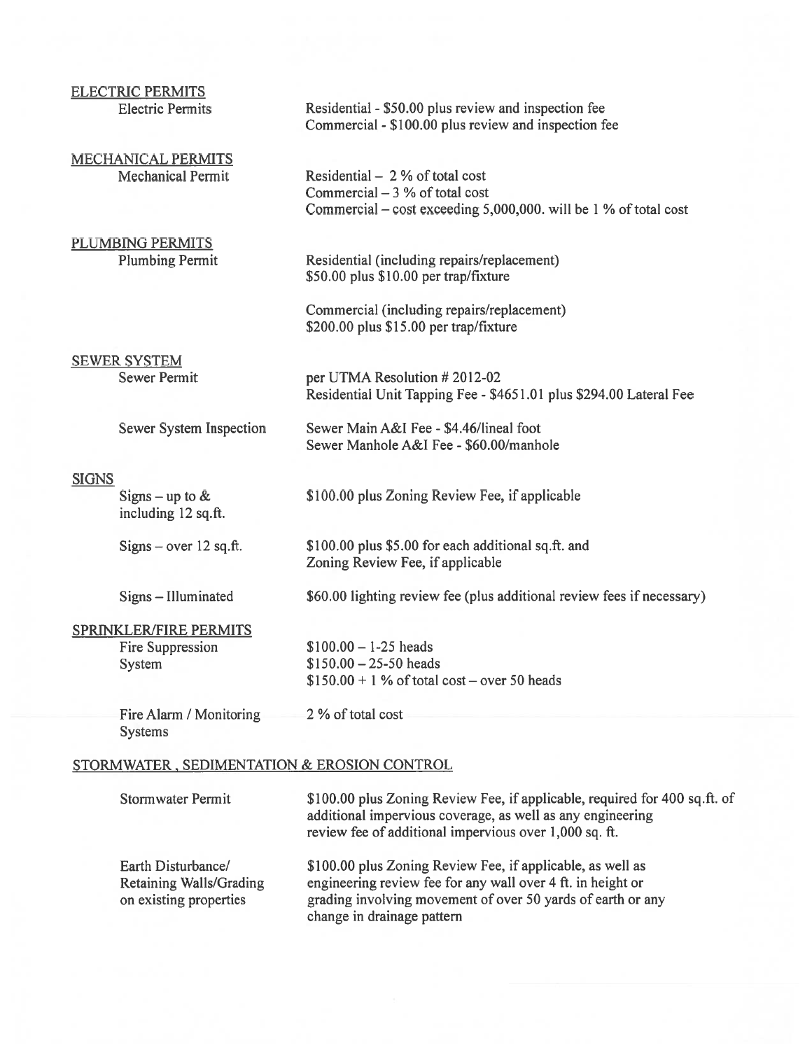## ELECTRIC PERMITS

| | |
|---|---|
| Electric Permits | Residential - $50.00 plus review and inspection fee<br>Commercial - $100.00 plus review and inspection fee |

## MECHANICAL PERMITS

| | |
|---|---|
| Mechanical Permit | Residential – 2 % of total cost<br>Commercial – 3 % of total cost<br>Commercial – cost exceeding 5,000,000. will be 1 % of total cost |

## PLUMBING PERMITS

| | |
|---|---|
| Plumbing Permit | Residential (including repairs/replacement)<br>$50.00 plus $10.00 per trap/fixture<br><br>Commercial (including repairs/replacement)<br>$200.00 plus $15.00 per trap/fixture |

## SEWER SYSTEM

| | |
|---|---|
| Sewer Permit | per UTMA Resolution # 2012-02<br>Residential Unit Tapping Fee - $4651.01 plus $294.00 Lateral Fee |
| Sewer System Inspection | Sewer Main A&I Fee - $4.46/lineal foot<br>Sewer Manhole A&I Fee - $60.00/manhole |

## SIGNS

| | |
|---|---|
| Signs – up to & including 12 sq.ft. | $100.00 plus Zoning Review Fee, if applicable |
| Signs – over 12 sq.ft. | $100.00 plus $5.00 for each additional sq.ft. and Zoning Review Fee, if applicable |
| Signs – Illuminated | $60.00 lighting review fee (plus additional review fees if necessary) |

## SPRINKLER/FIRE PERMITS

| | |
|---|---|
| Fire Suppression System | $100.00 – 1-25 heads<br>$150.00 – 25-50 heads<br>$150.00 + 1 % of total cost – over 50 heads |
| Fire Alarm / Monitoring Systems | 2 % of total cost |

## STORMWATER , SEDIMENTATION & EROSION CONTROL

| | |
|---|---|
| Stormwater Permit | $100.00 plus Zoning Review Fee, if applicable, required for 400 sq.ft. of additional impervious coverage, as well as any engineering review fee of additional impervious over 1,000 sq. ft. |
| Earth Disturbance/ Retaining Walls/Grading on existing properties | $100.00 plus Zoning Review Fee, if applicable, as well as engineering review fee for any wall over 4 ft. in height or grading involving movement of over 50 yards of earth or any change in drainage pattern |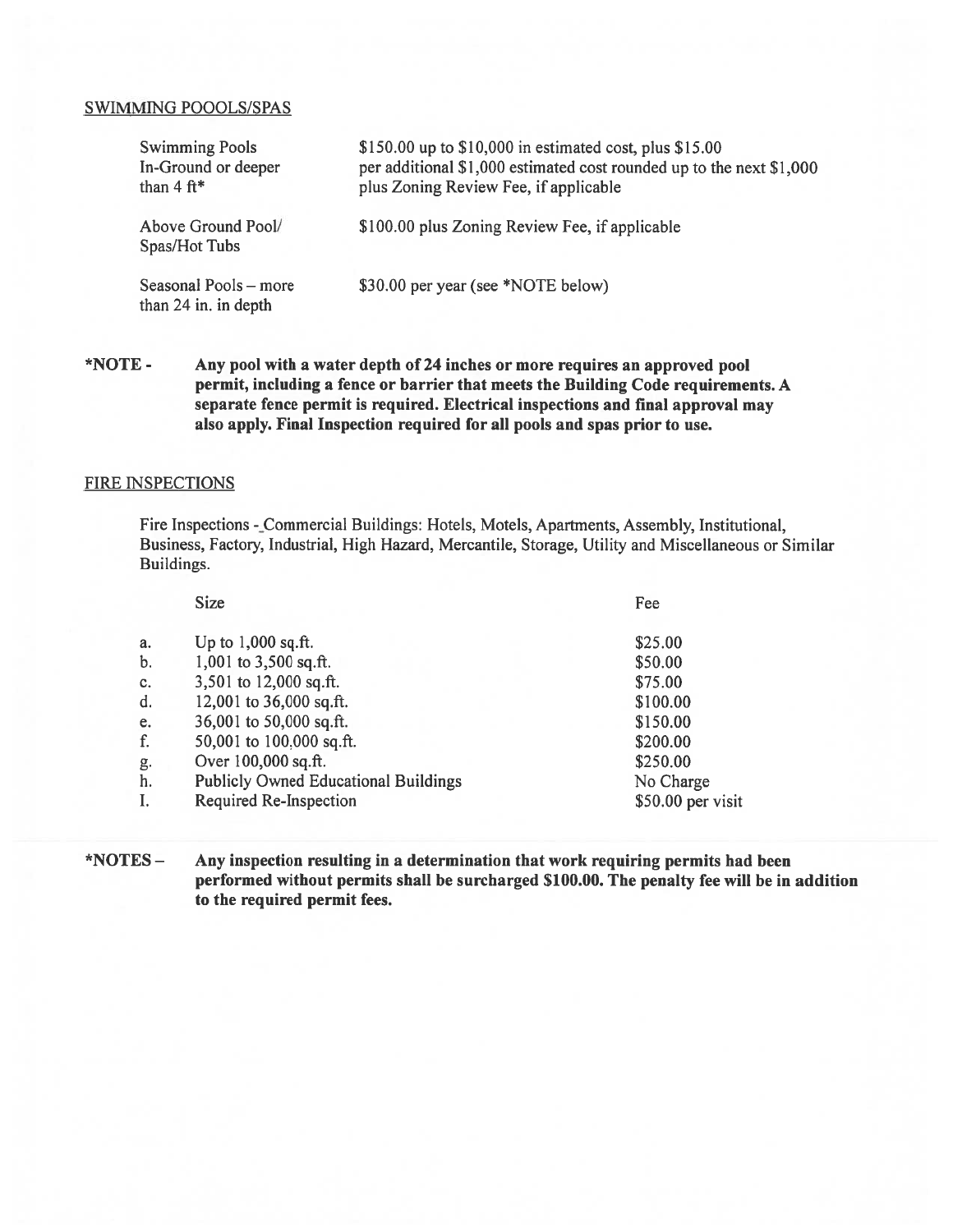## SWIMMING POOOLS/SPAS

| | |
|---|---|
| Swimming Pools In-Ground or deeper than 4 ft* | $150.00 up to $10,000 in estimated cost, plus $15.00 per additional $1,000 estimated cost rounded up to the next $1,000 plus Zoning Review Fee, if applicable |
| Above Ground Pool/ Spas/Hot Tubs | $100.00 plus Zoning Review Fee, if applicable |
| Seasonal Pools – more than 24 in. in depth | $30.00 per year (see *NOTE below) |

**\*NOTE - Any pool with a water depth of 24 inches or more requires an approved pool permit, including a fence or barrier that meets the Building Code requirements. A separate fence permit is required. Electrical inspections and final approval may also apply. Final Inspection required for all pools and spas prior to use.**

## FIRE INSPECTIONS

Fire Inspections - Commercial Buildings: Hotels, Motels, Apartments, Assembly, Institutional, Business, Factory, Industrial, High Hazard, Mercantile, Storage, Utility and Miscellaneous or Similar Buildings.

| | Size | Fee |
|---|---|---|
| a. | Up to 1,000 sq.ft. | $25.00 |
| b. | 1,001 to 3,500 sq.ft. | $50.00 |
| c. | 3,501 to 12,000 sq.ft. | $75.00 |
| d. | 12,001 to 36,000 sq.ft. | $100.00 |
| e. | 36,001 to 50,000 sq.ft. | $150.00 |
| f. | 50,001 to 100,000 sq.ft. | $200.00 |
| g. | Over 100,000 sq.ft. | $250.00 |
| h. | Publicly Owned Educational Buildings | No Charge |
| I. | Required Re-Inspection | $50.00 per visit |

**\*NOTES – Any inspection resulting in a determination that work requiring permits had been performed without permits shall be surcharged $100.00. The penalty fee will be in addition to the required permit fees.**